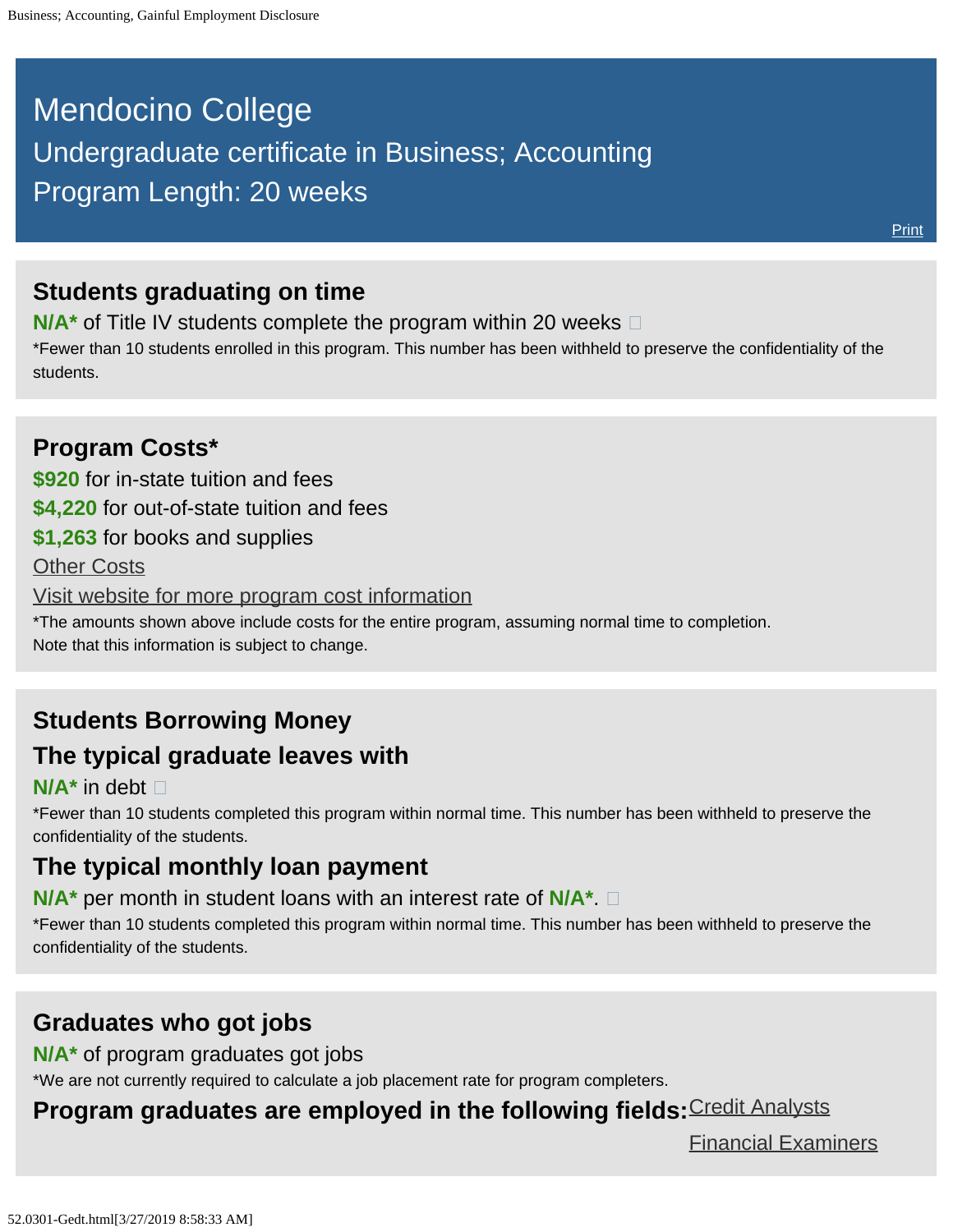# Mendocino College

## Undergraduate certificate in Business; Accounting

## Program Length: 20 weeks

Print

### Students graduating on time

**N/A*** of Title IV students complete the program within 20 weeks

*Fewer than 10 students enrolled in this program. This number has been withheld to preserve the confidentiality of the students.

### Program Costs*

**$920** for in-state tuition and fees

**$4,220** for out-of-state tuition and fees

**$1,263** for books and supplies

Other Costs

Visit website for more program cost information

*The amounts shown above include costs for the entire program, assuming normal time to completion.
Note that this information is subject to change.

### Students Borrowing Money

### The typical graduate leaves with

**N/A*** in debt

*Fewer than 10 students completed this program within normal time. This number has been withheld to preserve the confidentiality of the students.

### The typical monthly loan payment

**N/A*** per month in student loans with an interest rate of **N/A***.

*Fewer than 10 students completed this program within normal time. This number has been withheld to preserve the confidentiality of the students.

### Graduates who got jobs

**N/A*** of program graduates got jobs

*We are not currently required to calculate a job placement rate for program completers.

**Program graduates are employed in the following fields:**

- Credit Analysts
- Financial Examiners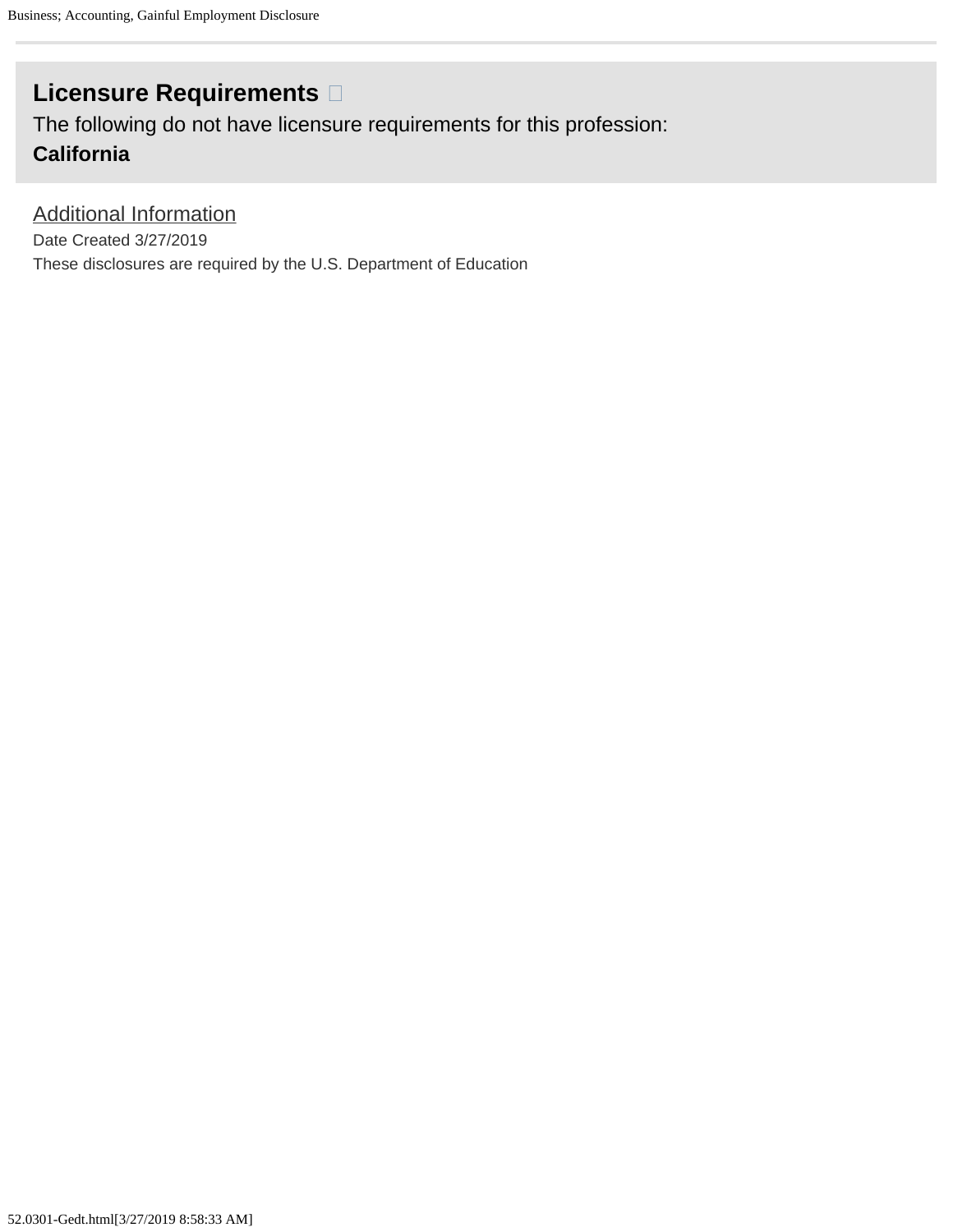## Licensure Requirements

The following do not have licensure requirements for this profession:

**California**

Additional Information

Date Created 3/27/2019

These disclosures are required by the U.S. Department of Education